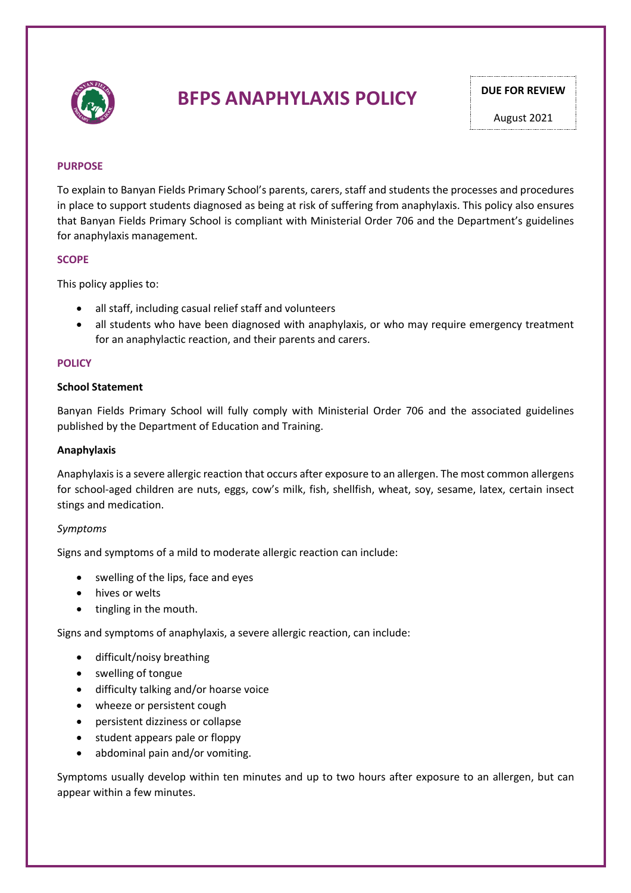# BFPS ANAPHYLAXIS POLICY

**DUE FOR REVIEW**

August 2021

## PURPOSE

To explain to Banyan Fields Primary School's parents, carers, staff and students the processes and procedures in place to support students diagnosed as being at risk of suffering from anaphylaxis. This policy also ensures that Banyan Fields Primary School is compliant with Ministerial Order 706 and the Department's guidelines for anaphylaxis management.

## SCOPE

This policy applies to:

- all staff, including casual relief staff and volunteers
- all students who have been diagnosed with anaphylaxis, or who may require emergency treatment for an anaphylactic reaction, and their parents and carers.

## POLICY

### School Statement

Banyan Fields Primary School will fully comply with Ministerial Order 706 and the associated guidelines published by the Department of Education and Training.

### Anaphylaxis

Anaphylaxis is a severe allergic reaction that occurs after exposure to an allergen. The most common allergens for school-aged children are nuts, eggs, cow's milk, fish, shellfish, wheat, soy, sesame, latex, certain insect stings and medication.

*Symptoms*

Signs and symptoms of a mild to moderate allergic reaction can include:

- swelling of the lips, face and eyes
- hives or welts
- tingling in the mouth.

Signs and symptoms of anaphylaxis, a severe allergic reaction, can include:

- difficult/noisy breathing
- swelling of tongue
- difficulty talking and/or hoarse voice
- wheeze or persistent cough
- persistent dizziness or collapse
- student appears pale or floppy
- abdominal pain and/or vomiting.

Symptoms usually develop within ten minutes and up to two hours after exposure to an allergen, but can appear within a few minutes.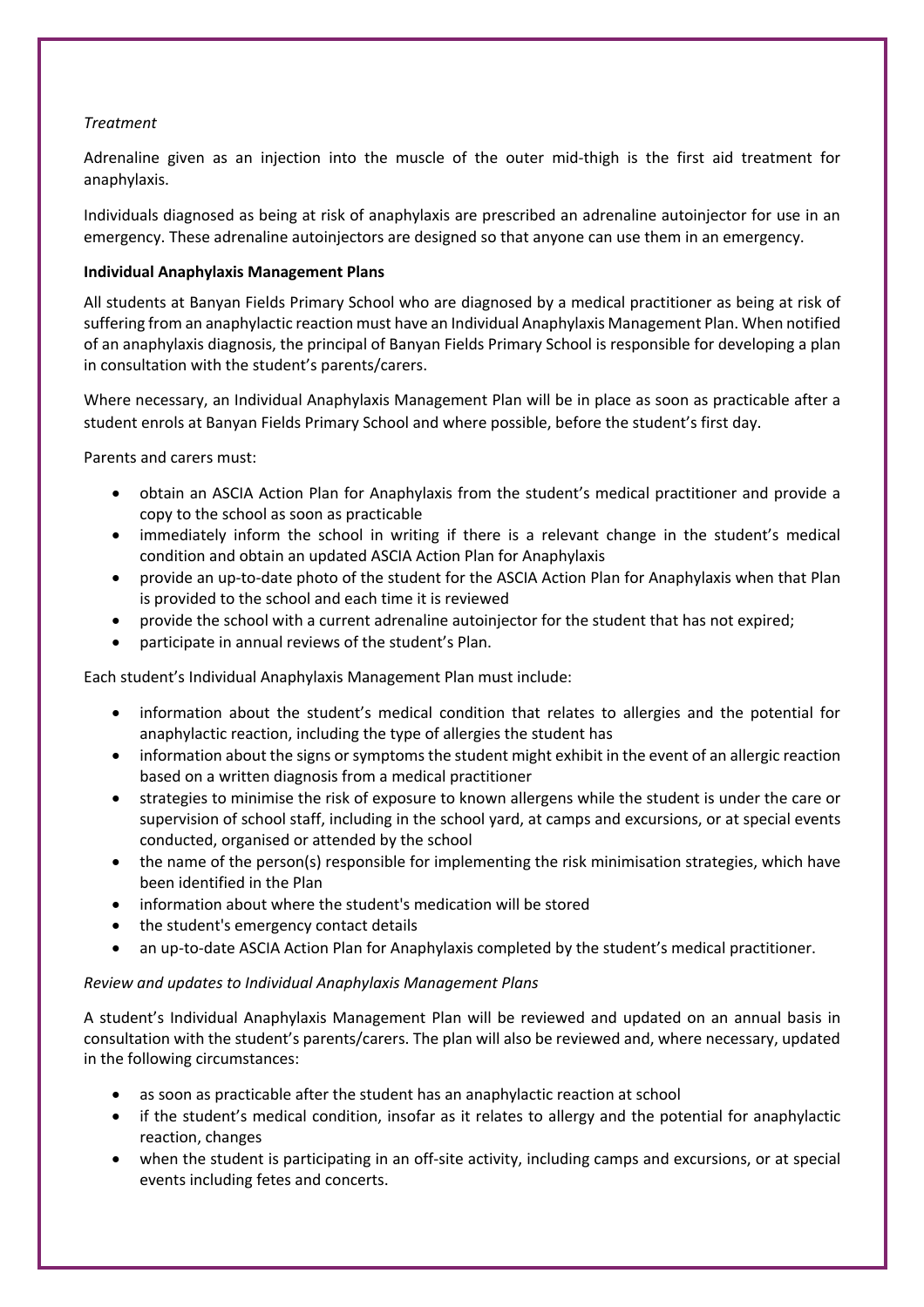*Treatment*

Adrenaline given as an injection into the muscle of the outer mid-thigh is the first aid treatment for anaphylaxis.

Individuals diagnosed as being at risk of anaphylaxis are prescribed an adrenaline autoinjector for use in an emergency. These adrenaline autoinjectors are designed so that anyone can use them in an emergency.

**Individual Anaphylaxis Management Plans**

All students at Banyan Fields Primary School who are diagnosed by a medical practitioner as being at risk of suffering from an anaphylactic reaction must have an Individual Anaphylaxis Management Plan. When notified of an anaphylaxis diagnosis, the principal of Banyan Fields Primary School is responsible for developing a plan in consultation with the student's parents/carers.

Where necessary, an Individual Anaphylaxis Management Plan will be in place as soon as practicable after a student enrols at Banyan Fields Primary School and where possible, before the student's first day.

Parents and carers must:

- obtain an ASCIA Action Plan for Anaphylaxis from the student's medical practitioner and provide a copy to the school as soon as practicable
- immediately inform the school in writing if there is a relevant change in the student's medical condition and obtain an updated ASCIA Action Plan for Anaphylaxis
- provide an up-to-date photo of the student for the ASCIA Action Plan for Anaphylaxis when that Plan is provided to the school and each time it is reviewed
- provide the school with a current adrenaline autoinjector for the student that has not expired;
- participate in annual reviews of the student's Plan.

Each student's Individual Anaphylaxis Management Plan must include:

- information about the student's medical condition that relates to allergies and the potential for anaphylactic reaction, including the type of allergies the student has
- information about the signs or symptoms the student might exhibit in the event of an allergic reaction based on a written diagnosis from a medical practitioner
- strategies to minimise the risk of exposure to known allergens while the student is under the care or supervision of school staff, including in the school yard, at camps and excursions, or at special events conducted, organised or attended by the school
- the name of the person(s) responsible for implementing the risk minimisation strategies, which have been identified in the Plan
- information about where the student's medication will be stored
- the student's emergency contact details
- an up-to-date ASCIA Action Plan for Anaphylaxis completed by the student's medical practitioner.

*Review and updates to Individual Anaphylaxis Management Plans*

A student's Individual Anaphylaxis Management Plan will be reviewed and updated on an annual basis in consultation with the student's parents/carers. The plan will also be reviewed and, where necessary, updated in the following circumstances:

- as soon as practicable after the student has an anaphylactic reaction at school
- if the student's medical condition, insofar as it relates to allergy and the potential for anaphylactic reaction, changes
- when the student is participating in an off-site activity, including camps and excursions, or at special events including fetes and concerts.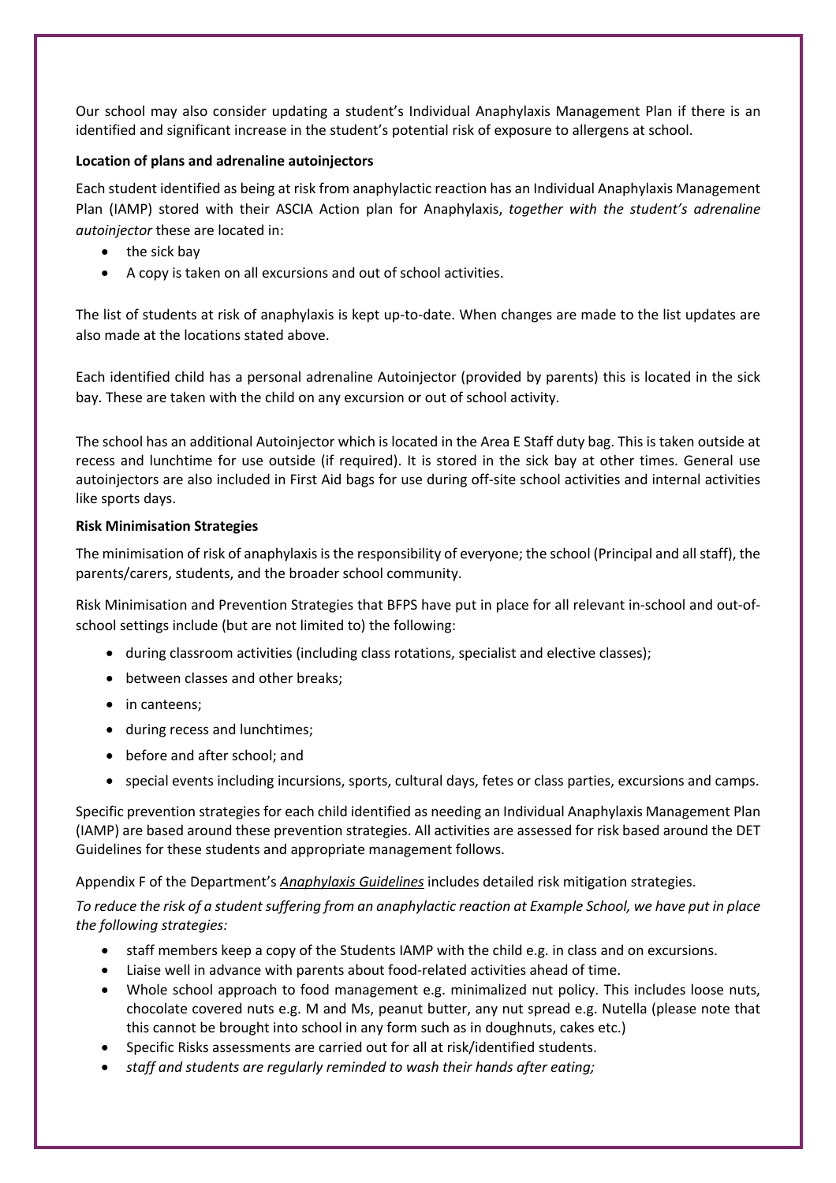Our school may also consider updating a student's Individual Anaphylaxis Management Plan if there is an identified and significant increase in the student's potential risk of exposure to allergens at school.

**Location of plans and adrenaline autoinjectors**

Each student identified as being at risk from anaphylactic reaction has an Individual Anaphylaxis Management Plan (IAMP) stored with their ASCIA Action plan for Anaphylaxis, *together with the student's adrenaline autoinjector* these are located in:

- the sick bay
- A copy is taken on all excursions and out of school activities.

The list of students at risk of anaphylaxis is kept up-to-date. When changes are made to the list updates are also made at the locations stated above.

Each identified child has a personal adrenaline Autoinjector (provided by parents) this is located in the sick bay. These are taken with the child on any excursion or out of school activity.

The school has an additional Autoinjector which is located in the Area E Staff duty bag. This is taken outside at recess and lunchtime for use outside (if required). It is stored in the sick bay at other times. General use autoinjectors are also included in First Aid bags for use during off-site school activities and internal activities like sports days.

**Risk Minimisation Strategies**

The minimisation of risk of anaphylaxis is the responsibility of everyone; the school (Principal and all staff), the parents/carers, students, and the broader school community.

Risk Minimisation and Prevention Strategies that BFPS have put in place for all relevant in-school and out-of-school settings include (but are not limited to) the following:

- during classroom activities (including class rotations, specialist and elective classes);
- between classes and other breaks;
- in canteens;
- during recess and lunchtimes;
- before and after school; and
- special events including incursions, sports, cultural days, fetes or class parties, excursions and camps.

Specific prevention strategies for each child identified as needing an Individual Anaphylaxis Management Plan (IAMP) are based around these prevention strategies. All activities are assessed for risk based around the DET Guidelines for these students and appropriate management follows.

Appendix F of the Department's ***Anaphylaxis Guidelines*** includes detailed risk mitigation strategies.

*To reduce the risk of a student suffering from an anaphylactic reaction at Example School, we have put in place the following strategies:*

- staff members keep a copy of the Students IAMP with the child e.g. in class and on excursions.
- Liaise well in advance with parents about food-related activities ahead of time.
- Whole school approach to food management e.g. minimalized nut policy. This includes loose nuts, chocolate covered nuts e.g. M and Ms, peanut butter, any nut spread e.g. Nutella (please note that this cannot be brought into school in any form such as in doughnuts, cakes etc.)
- Specific Risks assessments are carried out for all at risk/identified students.
- *staff and students are regularly reminded to wash their hands after eating;*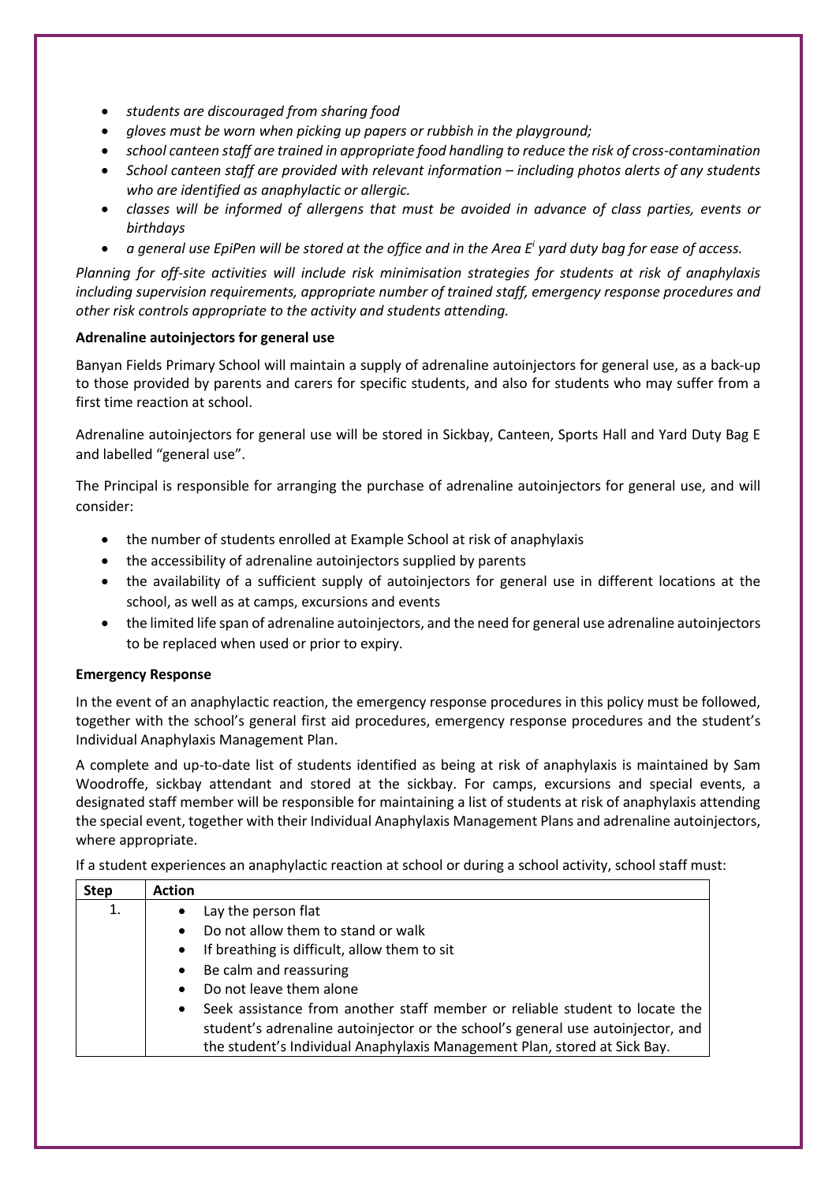- *students are discouraged from sharing food*
- *gloves must be worn when picking up papers or rubbish in the playground;*
- *school canteen staff are trained in appropriate food handling to reduce the risk of cross-contamination*
- *School canteen staff are provided with relevant information – including photos alerts of any students who are identified as anaphylactic or allergic.*
- *classes will be informed of allergens that must be avoided in advance of class parties, events or birthdays*
- *a general use EpiPen will be stored at the office and in the Area E[i] yard duty bag for ease of access.*

*Planning for off-site activities will include risk minimisation strategies for students at risk of anaphylaxis including supervision requirements, appropriate number of trained staff, emergency response procedures and other risk controls appropriate to the activity and students attending.*

**Adrenaline autoinjectors for general use**

Banyan Fields Primary School will maintain a supply of adrenaline autoinjectors for general use, as a back-up to those provided by parents and carers for specific students, and also for students who may suffer from a first time reaction at school.

Adrenaline autoinjectors for general use will be stored in Sickbay, Canteen, Sports Hall and Yard Duty Bag E and labelled "general use".

The Principal is responsible for arranging the purchase of adrenaline autoinjectors for general use, and will consider:

- the number of students enrolled at Example School at risk of anaphylaxis
- the accessibility of adrenaline autoinjectors supplied by parents
- the availability of a sufficient supply of autoinjectors for general use in different locations at the school, as well as at camps, excursions and events
- the limited life span of adrenaline autoinjectors, and the need for general use adrenaline autoinjectors to be replaced when used or prior to expiry.

**Emergency Response**

In the event of an anaphylactic reaction, the emergency response procedures in this policy must be followed, together with the school's general first aid procedures, emergency response procedures and the student's Individual Anaphylaxis Management Plan.

A complete and up-to-date list of students identified as being at risk of anaphylaxis is maintained by Sam Woodroffe, sickbay attendant and stored at the sickbay. For camps, excursions and special events, a designated staff member will be responsible for maintaining a list of students at risk of anaphylaxis attending the special event, together with their Individual Anaphylaxis Management Plans and adrenaline autoinjectors, where appropriate.

If a student experiences an anaphylactic reaction at school or during a school activity, school staff must:

| Step | Action |
|---|---|
| 1. | • Lay the person flat<br>• Do not allow them to stand or walk<br>• If breathing is difficult, allow them to sit<br>• Be calm and reassuring<br>• Do not leave them alone<br>• Seek assistance from another staff member or reliable student to locate the student's adrenaline autoinjector or the school's general use autoinjector, and the student's Individual Anaphylaxis Management Plan, stored at Sick Bay. |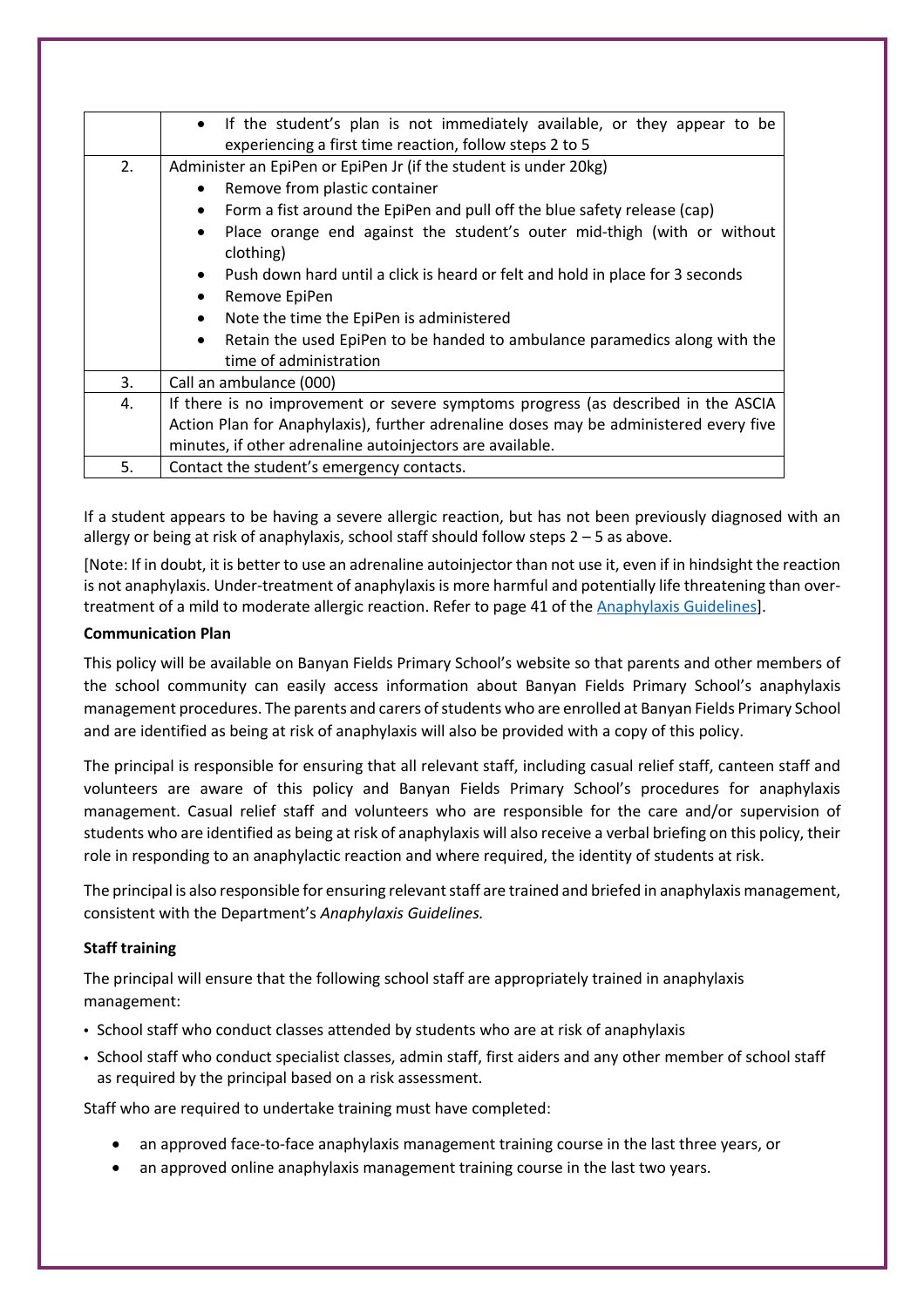| | |
|---|---|
| | • If the student's plan is not immediately available, or they appear to be experiencing a first time reaction, follow steps 2 to 5 |
| 2. | Administer an EpiPen or EpiPen Jr (if the student is under 20kg)<br>• Remove from plastic container<br>• Form a fist around the EpiPen and pull off the blue safety release (cap)<br>• Place orange end against the student's outer mid-thigh (with or without clothing)<br>• Push down hard until a click is heard or felt and hold in place for 3 seconds<br>• Remove EpiPen<br>• Note the time the EpiPen is administered<br>• Retain the used EpiPen to be handed to ambulance paramedics along with the time of administration |
| 3. | Call an ambulance (000) |
| 4. | If there is no improvement or severe symptoms progress (as described in the ASCIA Action Plan for Anaphylaxis), further adrenaline doses may be administered every five minutes, if other adrenaline autoinjectors are available. |
| 5. | Contact the student's emergency contacts. |

If a student appears to be having a severe allergic reaction, but has not been previously diagnosed with an allergy or being at risk of anaphylaxis, school staff should follow steps 2 – 5 as above.

[Note: If in doubt, it is better to use an adrenaline autoinjector than not use it, even if in hindsight the reaction is not anaphylaxis. Under-treatment of anaphylaxis is more harmful and potentially life threatening than over-treatment of a mild to moderate allergic reaction. Refer to page 41 of the Anaphylaxis Guidelines].

**Communication Plan**

This policy will be available on Banyan Fields Primary School's website so that parents and other members of the school community can easily access information about Banyan Fields Primary School's anaphylaxis management procedures. The parents and carers of students who are enrolled at Banyan Fields Primary School and are identified as being at risk of anaphylaxis will also be provided with a copy of this policy.

The principal is responsible for ensuring that all relevant staff, including casual relief staff, canteen staff and volunteers are aware of this policy and Banyan Fields Primary School's procedures for anaphylaxis management. Casual relief staff and volunteers who are responsible for the care and/or supervision of students who are identified as being at risk of anaphylaxis will also receive a verbal briefing on this policy, their role in responding to an anaphylactic reaction and where required, the identity of students at risk.

The principal is also responsible for ensuring relevant staff are trained and briefed in anaphylaxis management, consistent with the Department's *Anaphylaxis Guidelines.*

**Staff training**

The principal will ensure that the following school staff are appropriately trained in anaphylaxis management:

- School staff who conduct classes attended by students who are at risk of anaphylaxis
- School staff who conduct specialist classes, admin staff, first aiders and any other member of school staff as required by the principal based on a risk assessment.

Staff who are required to undertake training must have completed:

- an approved face-to-face anaphylaxis management training course in the last three years, or
- an approved online anaphylaxis management training course in the last two years.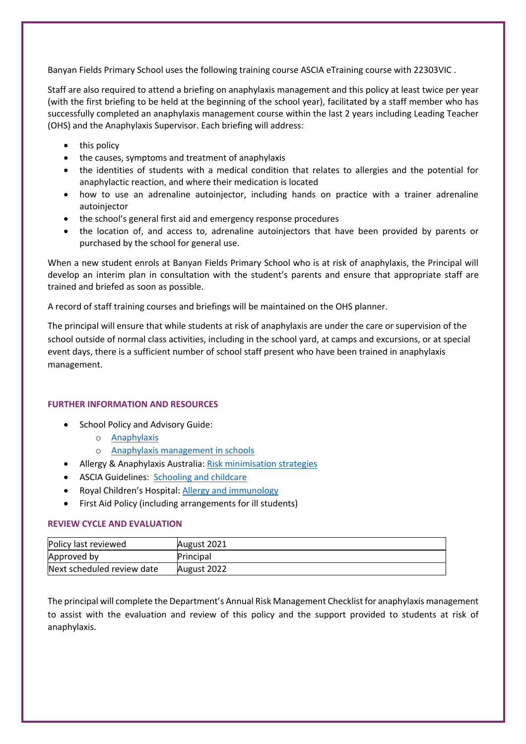Banyan Fields Primary School uses the following training course ASCIA eTraining course with 22303VIC .

Staff are also required to attend a briefing on anaphylaxis management and this policy at least twice per year (with the first briefing to be held at the beginning of the school year), facilitated by a staff member who has successfully completed an anaphylaxis management course within the last 2 years including Leading Teacher (OHS) and the Anaphylaxis Supervisor. Each briefing will address:

- this policy
- the causes, symptoms and treatment of anaphylaxis
- the identities of students with a medical condition that relates to allergies and the potential for anaphylactic reaction, and where their medication is located
- how to use an adrenaline autoinjector, including hands on practice with a trainer adrenaline autoinjector
- the school's general first aid and emergency response procedures
- the location of, and access to, adrenaline autoinjectors that have been provided by parents or purchased by the school for general use.

When a new student enrols at Banyan Fields Primary School who is at risk of anaphylaxis, the Principal will develop an interim plan in consultation with the student's parents and ensure that appropriate staff are trained and briefed as soon as possible.

A record of staff training courses and briefings will be maintained on the OHS planner.

The principal will ensure that while students at risk of anaphylaxis are under the care or supervision of the school outside of normal class activities, including in the school yard, at camps and excursions, or at special event days, there is a sufficient number of school staff present who have been trained in anaphylaxis management.

## FURTHER INFORMATION AND RESOURCES

- School Policy and Advisory Guide:
  - Anaphylaxis
  - Anaphylaxis management in schools
- Allergy & Anaphylaxis Australia: Risk minimisation strategies
- ASCIA Guidelines: Schooling and childcare
- Royal Children's Hospital: Allergy and immunology
- First Aid Policy (including arrangements for ill students)

## REVIEW CYCLE AND EVALUATION

| Policy last reviewed | August 2021 |
|---|---|
| Approved by | Principal |
| Next scheduled review date | August 2022 |

The principal will complete the Department's Annual Risk Management Checklist for anaphylaxis management to assist with the evaluation and review of this policy and the support provided to students at risk of anaphylaxis.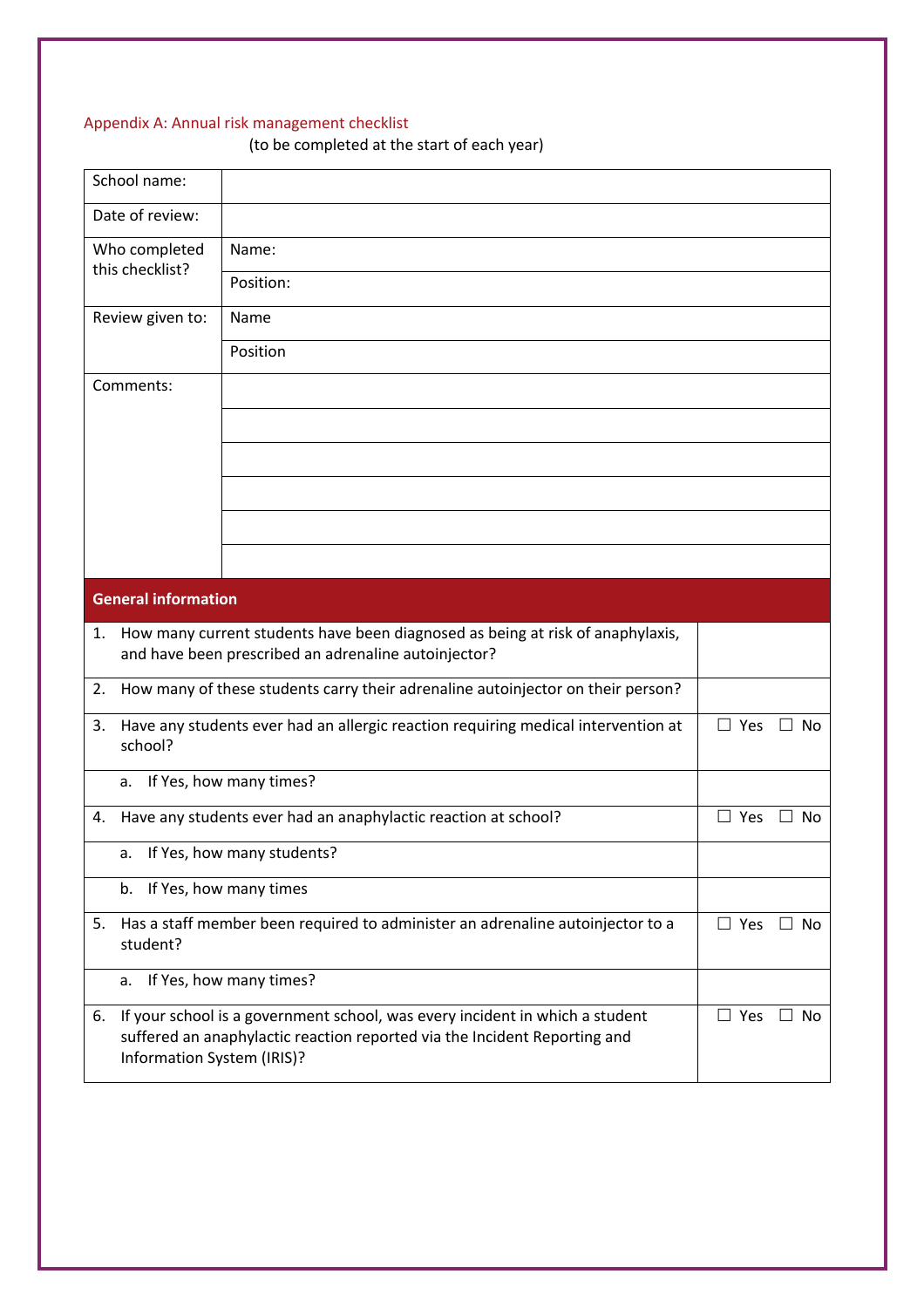Appendix A: Annual risk management checklist

(to be completed at the start of each year)

| School name: | |
|---|---|
| Date of review: | |
| Who completed this checklist? | Name: |
| | Position: |
| Review given to: | Name |
| | Position |
| Comments: | |
| | |
| | |
| | |
| | |
| | |

| **General information** | |
|---|---|
| 1. How many current students have been diagnosed as being at risk of anaphylaxis, and have been prescribed an adrenaline autoinjector? | |
| 2. How many of these students carry their adrenaline autoinjector on their person? | |
| 3. Have any students ever had an allergic reaction requiring medical intervention at school? | ☐ Yes ☐ No |
| a. If Yes, how many times? | |
| 4. Have any students ever had an anaphylactic reaction at school? | ☐ Yes ☐ No |
| a. If Yes, how many students? | |
| b. If Yes, how many times | |
| 5. Has a staff member been required to administer an adrenaline autoinjector to a student? | ☐ Yes ☐ No |
| a. If Yes, how many times? | |
| 6. If your school is a government school, was every incident in which a student suffered an anaphylactic reaction reported via the Incident Reporting and Information System (IRIS)? | ☐ Yes ☐ No |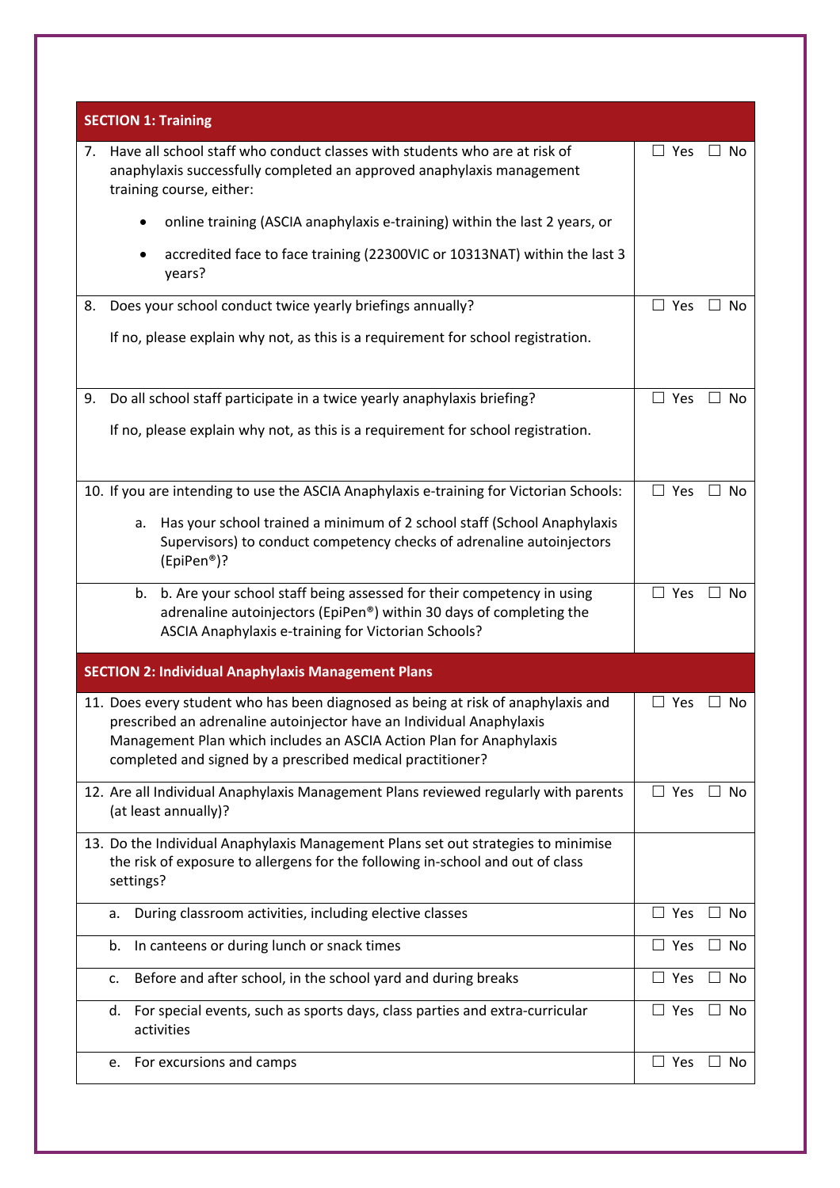| SECTION 1: Training | |
|---|---|
| 7. Have all school staff who conduct classes with students who are at risk of anaphylaxis successfully completed an approved anaphylaxis management training course, either:<br>• online training (ASCIA anaphylaxis e-training) within the last 2 years, or<br>• accredited face to face training (22300VIC or 10313NAT) within the last 3 years? | ☐ Yes ☐ No |
| 8. Does your school conduct twice yearly briefings annually?<br>If no, please explain why not, as this is a requirement for school registration. | ☐ Yes ☐ No |
| 9. Do all school staff participate in a twice yearly anaphylaxis briefing?<br>If no, please explain why not, as this is a requirement for school registration. | ☐ Yes ☐ No |
| 10. If you are intending to use the ASCIA Anaphylaxis e-training for Victorian Schools:<br>a. Has your school trained a minimum of 2 school staff (School Anaphylaxis Supervisors) to conduct competency checks of adrenaline autoinjectors (EpiPen®)? | ☐ Yes ☐ No |
| b. b. Are your school staff being assessed for their competency in using adrenaline autoinjectors (EpiPen®) within 30 days of completing the ASCIA Anaphylaxis e-training for Victorian Schools? | ☐ Yes ☐ No |
| **SECTION 2: Individual Anaphylaxis Management Plans** | |
| 11. Does every student who has been diagnosed as being at risk of anaphylaxis and prescribed an adrenaline autoinjector have an Individual Anaphylaxis Management Plan which includes an ASCIA Action Plan for Anaphylaxis completed and signed by a prescribed medical practitioner? | ☐ Yes ☐ No |
| 12. Are all Individual Anaphylaxis Management Plans reviewed regularly with parents (at least annually)? | ☐ Yes ☐ No |
| 13. Do the Individual Anaphylaxis Management Plans set out strategies to minimise the risk of exposure to allergens for the following in-school and out of class settings? | |
| a. During classroom activities, including elective classes | ☐ Yes ☐ No |
| b. In canteens or during lunch or snack times | ☐ Yes ☐ No |
| c. Before and after school, in the school yard and during breaks | ☐ Yes ☐ No |
| d. For special events, such as sports days, class parties and extra-curricular activities | ☐ Yes ☐ No |
| e. For excursions and camps | ☐ Yes ☐ No |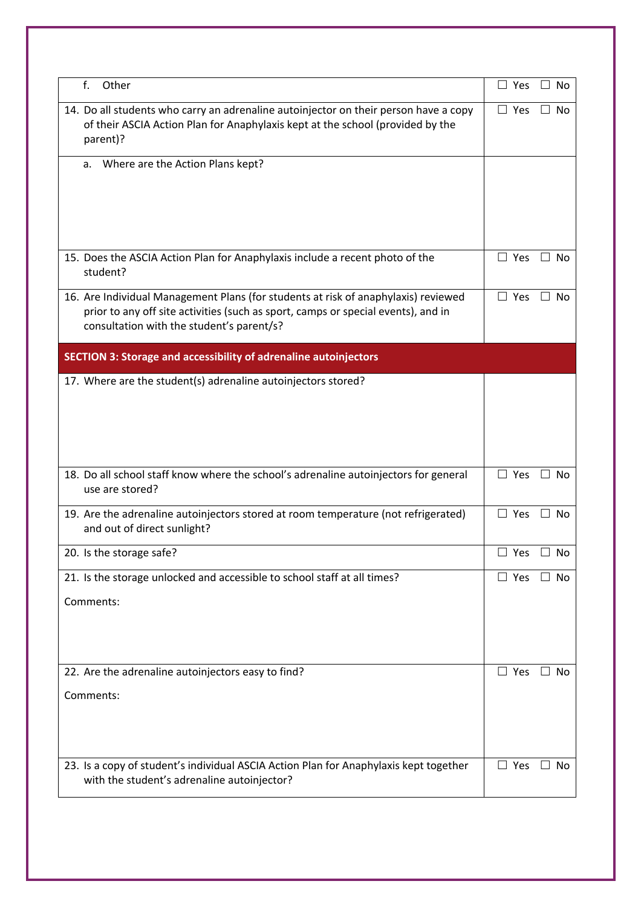| | |
|---|---|
| f. Other | ☐ Yes ☐ No |
| 14. Do all students who carry an adrenaline autoinjector on their person have a copy of their ASCIA Action Plan for Anaphylaxis kept at the school (provided by the parent)? | ☐ Yes ☐ No |
| a. Where are the Action Plans kept? | |
| 15. Does the ASCIA Action Plan for Anaphylaxis include a recent photo of the student? | ☐ Yes ☐ No |
| 16. Are Individual Management Plans (for students at risk of anaphylaxis) reviewed prior to any off site activities (such as sport, camps or special events), and in consultation with the student's parent/s? | ☐ Yes ☐ No |
| **SECTION 3: Storage and accessibility of adrenaline autoinjectors** | |
| 17. Where are the student(s) adrenaline autoinjectors stored? | |
| 18. Do all school staff know where the school's adrenaline autoinjectors for general use are stored? | ☐ Yes ☐ No |
| 19. Are the adrenaline autoinjectors stored at room temperature (not refrigerated) and out of direct sunlight? | ☐ Yes ☐ No |
| 20. Is the storage safe? | ☐ Yes ☐ No |
| 21. Is the storage unlocked and accessible to school staff at all times?<br><br>Comments: | ☐ Yes ☐ No |
| 22. Are the adrenaline autoinjectors easy to find?<br><br>Comments: | ☐ Yes ☐ No |
| 23. Is a copy of student's individual ASCIA Action Plan for Anaphylaxis kept together with the student's adrenaline autoinjector? | ☐ Yes ☐ No |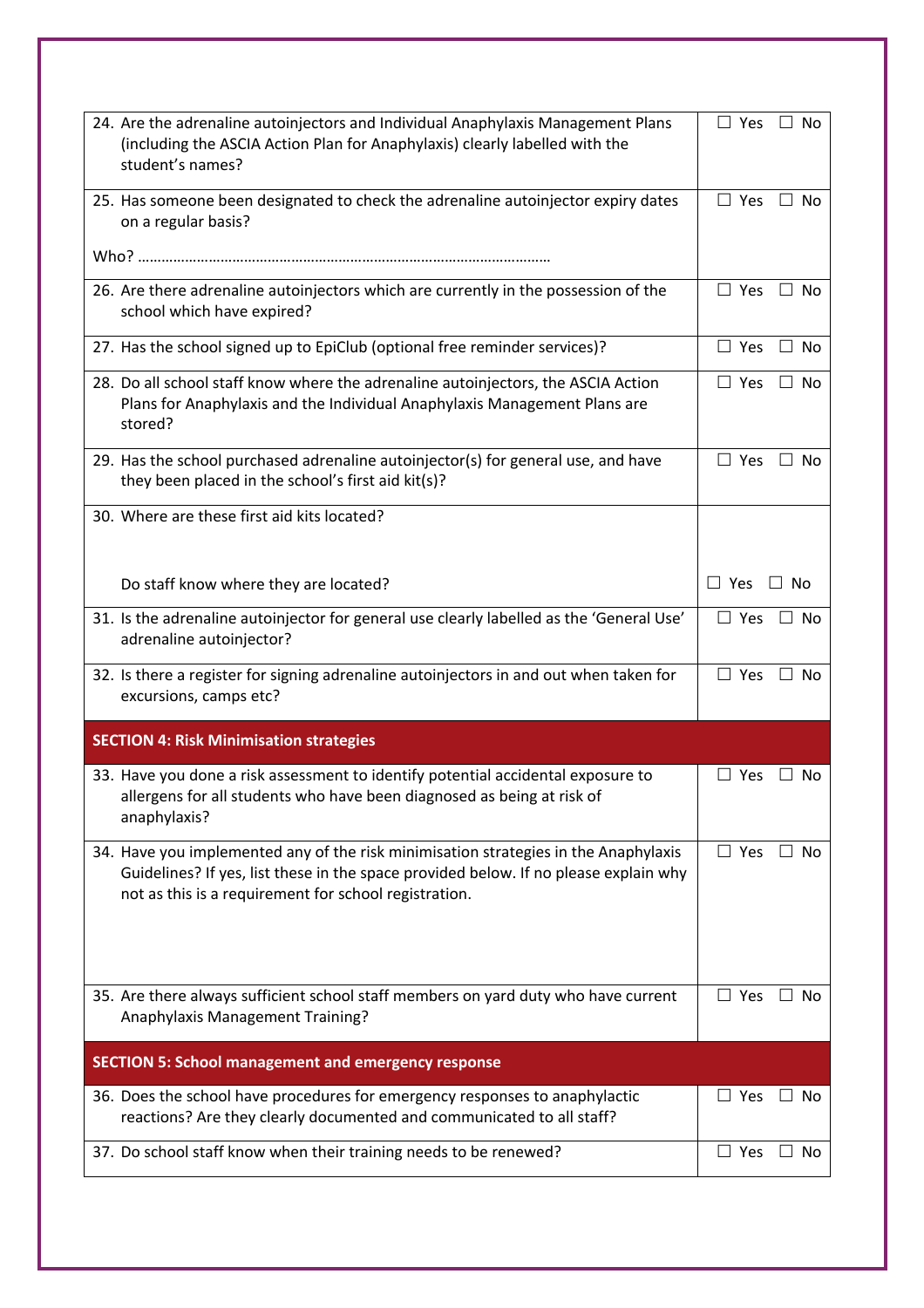| | |
|---|---|
| 24. Are the adrenaline autoinjectors and Individual Anaphylaxis Management Plans (including the ASCIA Action Plan for Anaphylaxis) clearly labelled with the student's names? | ☐ Yes ☐ No |
| 25. Has someone been designated to check the adrenaline autoinjector expiry dates on a regular basis?<br><br>Who? ……………………………………………………………………………………… | ☐ Yes ☐ No |
| 26. Are there adrenaline autoinjectors which are currently in the possession of the school which have expired? | ☐ Yes ☐ No |
| 27. Has the school signed up to EpiClub (optional free reminder services)? | ☐ Yes ☐ No |
| 28. Do all school staff know where the adrenaline autoinjectors, the ASCIA Action Plans for Anaphylaxis and the Individual Anaphylaxis Management Plans are stored? | ☐ Yes ☐ No |
| 29. Has the school purchased adrenaline autoinjector(s) for general use, and have they been placed in the school's first aid kit(s)? | ☐ Yes ☐ No |
| 30. Where are these first aid kits located?<br><br><br>Do staff know where they are located? | <br><br><br>☐ Yes ☐ No |
| 31. Is the adrenaline autoinjector for general use clearly labelled as the 'General Use' adrenaline autoinjector? | ☐ Yes ☐ No |
| 32. Is there a register for signing adrenaline autoinjectors in and out when taken for excursions, camps etc? | ☐ Yes ☐ No |
| **SECTION 4: Risk Minimisation strategies** | |
| 33. Have you done a risk assessment to identify potential accidental exposure to allergens for all students who have been diagnosed as being at risk of anaphylaxis? | ☐ Yes ☐ No |
| 34. Have you implemented any of the risk minimisation strategies in the Anaphylaxis Guidelines? If yes, list these in the space provided below. If no please explain why not as this is a requirement for school registration. | ☐ Yes ☐ No |
| 35. Are there always sufficient school staff members on yard duty who have current Anaphylaxis Management Training? | ☐ Yes ☐ No |
| **SECTION 5: School management and emergency response** | |
| 36. Does the school have procedures for emergency responses to anaphylactic reactions? Are they clearly documented and communicated to all staff? | ☐ Yes ☐ No |
| 37. Do school staff know when their training needs to be renewed? | ☐ Yes ☐ No |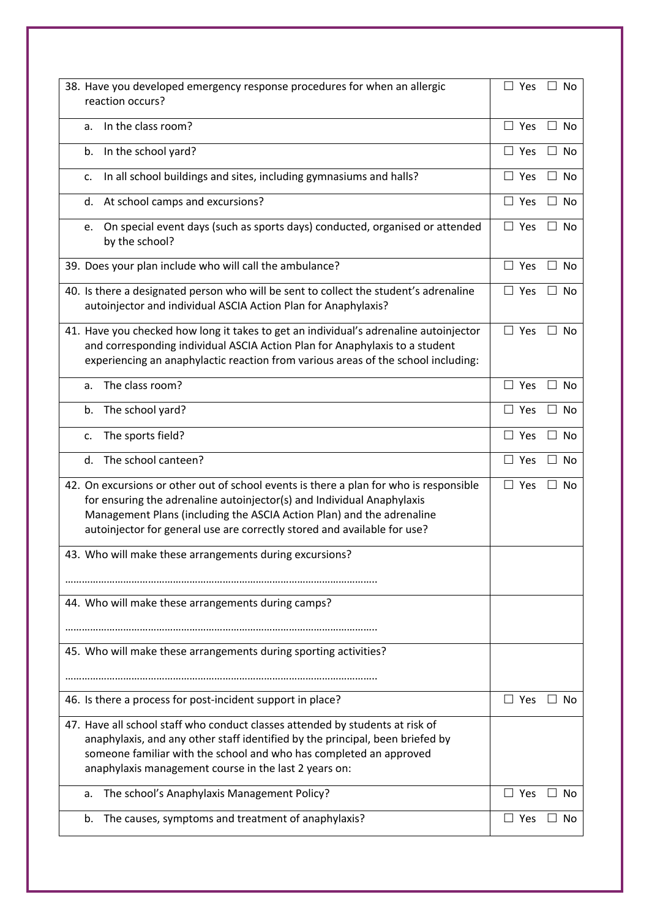| | |
|---|---|
| 38. Have you developed emergency response procedures for when an allergic reaction occurs? | ☐ Yes ☐ No |
| a. In the class room? | ☐ Yes ☐ No |
| b. In the school yard? | ☐ Yes ☐ No |
| c. In all school buildings and sites, including gymnasiums and halls? | ☐ Yes ☐ No |
| d. At school camps and excursions? | ☐ Yes ☐ No |
| e. On special event days (such as sports days) conducted, organised or attended by the school? | ☐ Yes ☐ No |
| 39. Does your plan include who will call the ambulance? | ☐ Yes ☐ No |
| 40. Is there a designated person who will be sent to collect the student's adrenaline autoinjector and individual ASCIA Action Plan for Anaphylaxis? | ☐ Yes ☐ No |
| 41. Have you checked how long it takes to get an individual's adrenaline autoinjector and corresponding individual ASCIA Action Plan for Anaphylaxis to a student experiencing an anaphylactic reaction from various areas of the school including: | ☐ Yes ☐ No |
| a. The class room? | ☐ Yes ☐ No |
| b. The school yard? | ☐ Yes ☐ No |
| c. The sports field? | ☐ Yes ☐ No |
| d. The school canteen? | ☐ Yes ☐ No |
| 42. On excursions or other out of school events is there a plan for who is responsible for ensuring the adrenaline autoinjector(s) and Individual Anaphylaxis Management Plans (including the ASCIA Action Plan) and the adrenaline autoinjector for general use are correctly stored and available for use? | ☐ Yes ☐ No |
| 43. Who will make these arrangements during excursions? ………………………………………………………………………………………… | |
| 44. Who will make these arrangements during camps? ………………………………………………………………………………………… | |
| 45. Who will make these arrangements during sporting activities? ………………………………………………………………………………………… | |
| 46. Is there a process for post-incident support in place? | ☐ Yes ☐ No |
| 47. Have all school staff who conduct classes attended by students at risk of anaphylaxis, and any other staff identified by the principal, been briefed by someone familiar with the school and who has completed an approved anaphylaxis management course in the last 2 years on: | |
| a. The school's Anaphylaxis Management Policy? | ☐ Yes ☐ No |
| b. The causes, symptoms and treatment of anaphylaxis? | ☐ Yes ☐ No |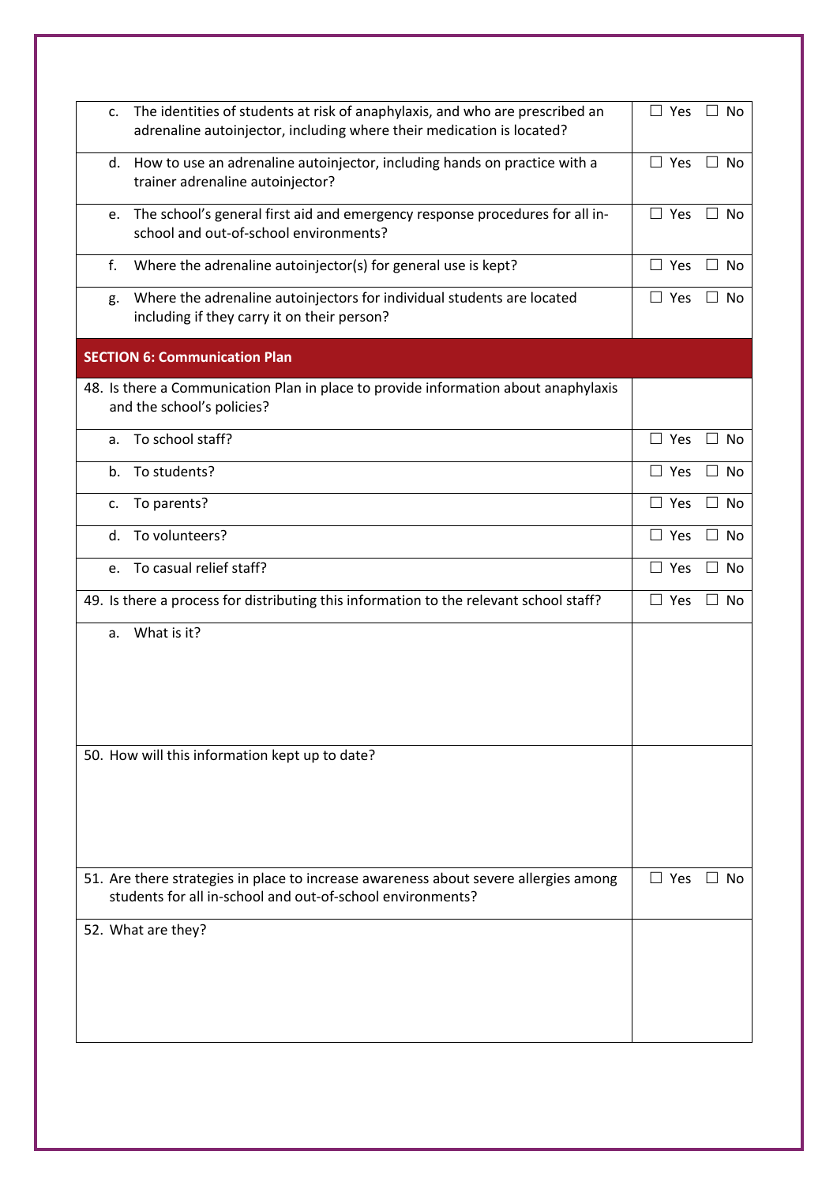| | |
|---|---|
| c. The identities of students at risk of anaphylaxis, and who are prescribed an adrenaline autoinjector, including where their medication is located? | ☐ Yes ☐ No |
| d. How to use an adrenaline autoinjector, including hands on practice with a trainer adrenaline autoinjector? | ☐ Yes ☐ No |
| e. The school's general first aid and emergency response procedures for all in-school and out-of-school environments? | ☐ Yes ☐ No |
| f. Where the adrenaline autoinjector(s) for general use is kept? | ☐ Yes ☐ No |
| g. Where the adrenaline autoinjectors for individual students are located including if they carry it on their person? | ☐ Yes ☐ No |
| **SECTION 6: Communication Plan** | |
| 48. Is there a Communication Plan in place to provide information about anaphylaxis and the school's policies? | |
| a. To school staff? | ☐ Yes ☐ No |
| b. To students? | ☐ Yes ☐ No |
| c. To parents? | ☐ Yes ☐ No |
| d. To volunteers? | ☐ Yes ☐ No |
| e. To casual relief staff? | ☐ Yes ☐ No |
| 49. Is there a process for distributing this information to the relevant school staff? | ☐ Yes ☐ No |
| a. What is it? | |
| 50. How will this information kept up to date? | |
| 51. Are there strategies in place to increase awareness about severe allergies among students for all in-school and out-of-school environments? | ☐ Yes ☐ No |
| 52. What are they? | |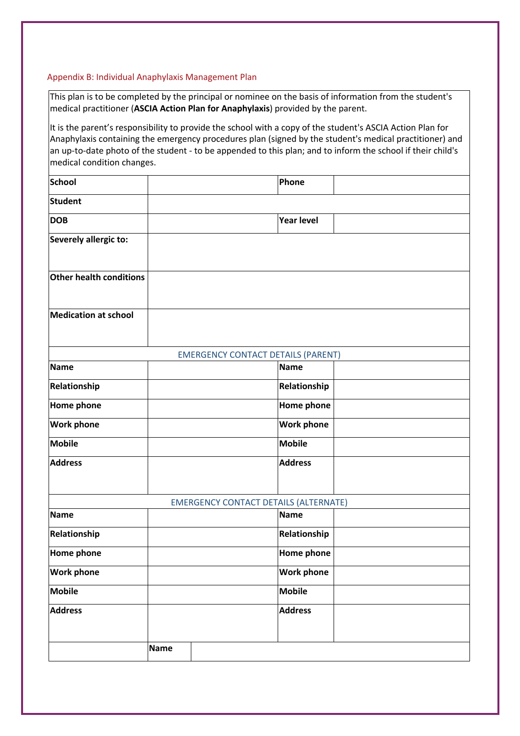## Appendix B: Individual Anaphylaxis Management Plan

This plan is to be completed by the principal or nominee on the basis of information from the student's medical practitioner (**ASCIA Action Plan for Anaphylaxis**) provided by the parent.

It is the parent's responsibility to provide the school with a copy of the student's ASCIA Action Plan for Anaphylaxis containing the emergency procedures plan (signed by the student's medical practitioner) and an up-to-date photo of the student - to be appended to this plan; and to inform the school if their child's medical condition changes.

| | | | |
|---|---|---|---|
| **School** | | **Phone** | |
| **Student** | | | |
| **DOB** | | **Year level** | |
| **Severely allergic to:** | | | |
| **Other health conditions** | | | |
| **Medication at school** | | | |
| EMERGENCY CONTACT DETAILS (PARENT) | | | |
| **Name** | | **Name** | |
| **Relationship** | | **Relationship** | |
| **Home phone** | | **Home phone** | |
| **Work phone** | | **Work phone** | |
| **Mobile** | | **Mobile** | |
| **Address** | | **Address** | |
| EMERGENCY CONTACT DETAILS (ALTERNATE) | | | |
| **Name** | | **Name** | |
| **Relationship** | | **Relationship** | |
| **Home phone** | | **Home phone** | |
| **Work phone** | | **Work phone** | |
| **Mobile** | | **Mobile** | |
| **Address** | | **Address** | |
| | **Name** | | |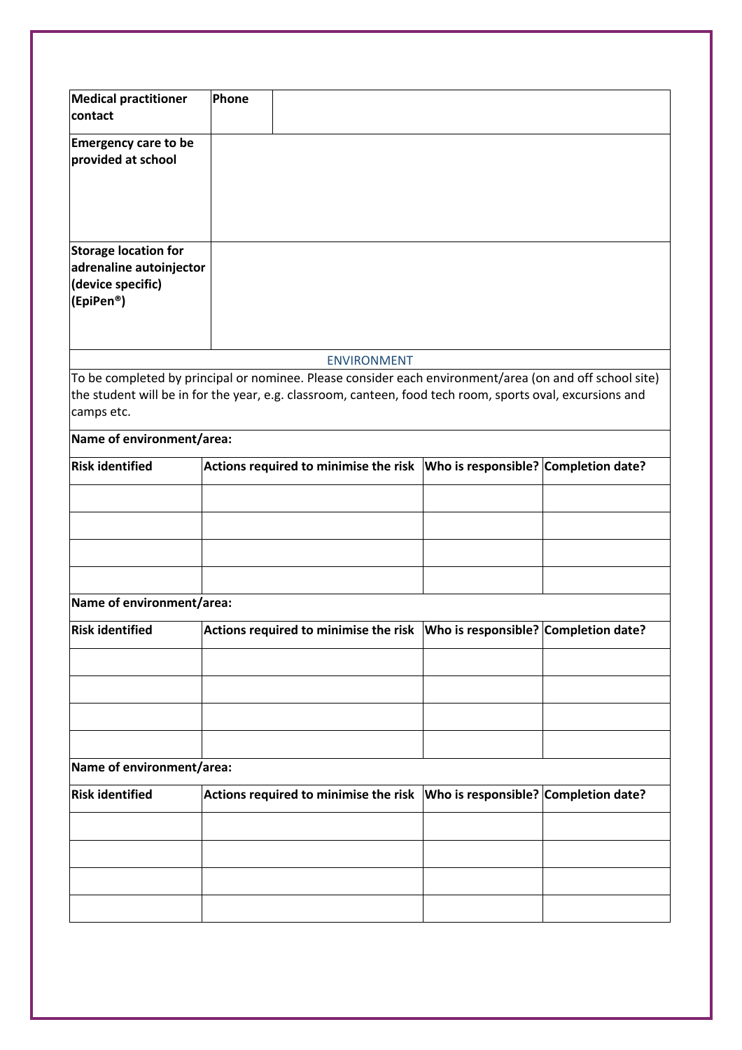| **Medical practitioner contact** | **Phone** | |
|---|---|---|
| **Emergency care to be provided at school** | | |
| **Storage location for adrenaline autoinjector (device specific) (EpiPen®)** | | |

## ENVIRONMENT

To be completed by principal or nominee. Please consider each environment/area (on and off school site) the student will be in for the year, e.g. classroom, canteen, food tech room, sports oval, excursions and camps etc.

**Name of environment/area:**

| **Risk identified** | **Actions required to minimise the risk** | **Who is responsible?** | **Completion date?** |
|---|---|---|---|
| | | | |
| | | | |
| | | | |
| | | | |

**Name of environment/area:**

| **Risk identified** | **Actions required to minimise the risk** | **Who is responsible?** | **Completion date?** |
|---|---|---|---|
| | | | |
| | | | |
| | | | |
| | | | |

**Name of environment/area:**

| **Risk identified** | **Actions required to minimise the risk** | **Who is responsible?** | **Completion date?** |
|---|---|---|---|
| | | | |
| | | | |
| | | | |
| | | | |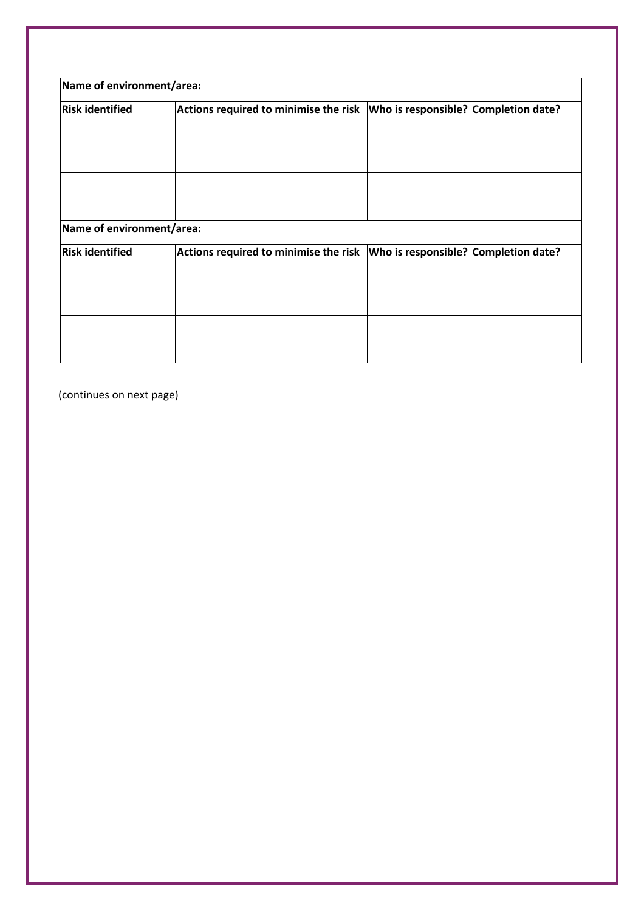| Name of environment/area: | | | |
|---|---|---|---|
| **Risk identified** | **Actions required to minimise the risk** | **Who is responsible?** | **Completion date?** |
| | | | |
| | | | |
| | | | |
| | | | |
| **Name of environment/area:** | | | |
| **Risk identified** | **Actions required to minimise the risk** | **Who is responsible?** | **Completion date?** |
| | | | |
| | | | |
| | | | |
| | | | |

(continues on next page)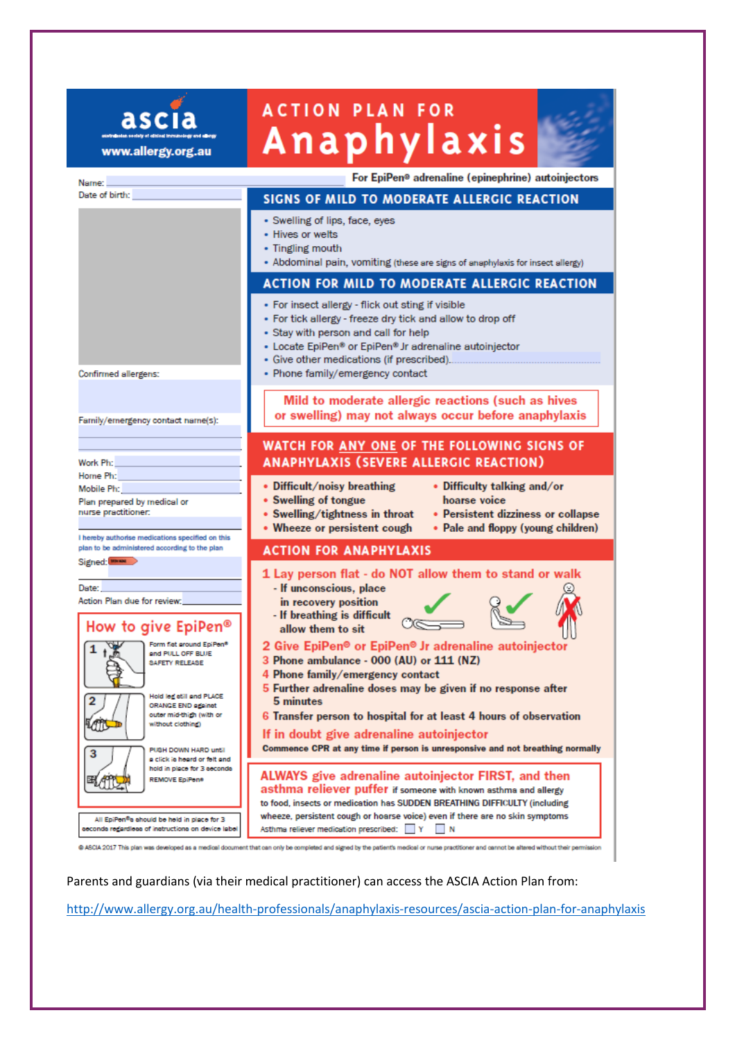# ascia

www.allergy.org.au

# ACTION PLAN FOR Anaphylaxis

For EpiPen® adrenaline (epinephrine) autoinjectors

Name:

Date of birth:

Confirmed allergens:

Family/emergency contact name(s):

Work Ph:

Home Ph:

Mobile Ph:

Plan prepared by medical or nurse practitioner:

I hereby authorise medications specified on this plan to be administered according to the plan

Signed:

Date:

Action Plan due for review:

## How to give EpiPen®

1. Form fist around EpiPen® and PULL OFF BLUE SAFETY RELEASE
2. Hold leg still and PLACE ORANGE END against outer mid-thigh (with or without clothing)
3. PUSH DOWN HARD until a click is heard or felt and hold in place for 3 seconds. REMOVE EpiPen®

All EpiPen®s should be held in place for 3 seconds regardless of instructions on device label

## SIGNS OF MILD TO MODERATE ALLERGIC REACTION

- Swelling of lips, face, eyes
- Hives or welts
- Tingling mouth
- Abdominal pain, vomiting (these are signs of anaphylaxis for insect allergy)

## ACTION FOR MILD TO MODERATE ALLERGIC REACTION

- For insect allergy - flick out sting if visible
- For tick allergy - freeze dry tick and allow to drop off
- Stay with person and call for help
- Locate EpiPen® or EpiPen® Jr adrenaline autoinjector
- Give other medications (if prescribed)
- Phone family/emergency contact

**Mild to moderate allergic reactions (such as hives or swelling) may not always occur before anaphylaxis**

## WATCH FOR ANY ONE OF THE FOLLOWING SIGNS OF ANAPHYLAXIS (SEVERE ALLERGIC REACTION)

- Difficult/noisy breathing
- Swelling of tongue
- Swelling/tightness in throat
- Wheeze or persistent cough
- Difficulty talking and/or hoarse voice
- Persistent dizziness or collapse
- Pale and floppy (young children)

## ACTION FOR ANAPHYLAXIS

1. Lay person flat - do NOT allow them to stand or walk
   - If unconscious, place in recovery position
   - If breathing is difficult allow them to sit
2. Give EpiPen® or EpiPen® Jr adrenaline autoinjector
3. Phone ambulance - 000 (AU) or 111 (NZ)
4. Phone family/emergency contact
5. Further adrenaline doses may be given if no response after 5 minutes
6. Transfer person to hospital for at least 4 hours of observation

**If in doubt give adrenaline autoinjector**

**Commence CPR at any time if person is unresponsive and not breathing normally**

**ALWAYS give adrenaline autoinjector FIRST, and then asthma reliever puffer** if someone with known asthma and allergy to food, insects or medication has SUDDEN BREATHING DIFFICULTY (including wheeze, persistent cough or hoarse voice) even if there are no skin symptoms

Asthma reliever medication prescribed: ☐ Y ☐ N

© ASCIA 2017 This plan was developed as a medical document that can only be completed and signed by the patient's medical or nurse practitioner and cannot be altered without their permission

Parents and guardians (via their medical practitioner) can access the ASCIA Action Plan from:

http://www.allergy.org.au/health-professionals/anaphylaxis-resources/ascia-action-plan-for-anaphylaxis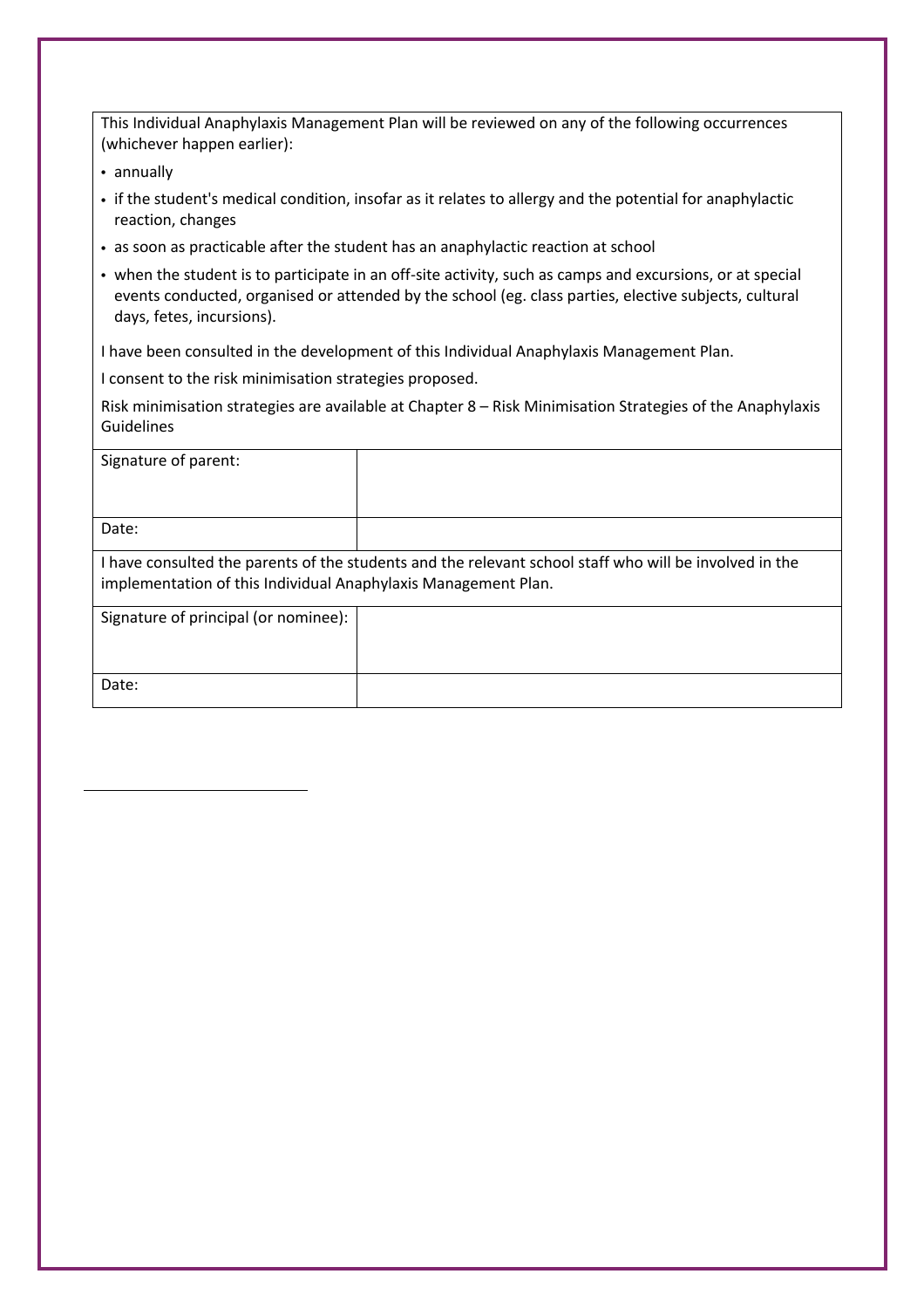This Individual Anaphylaxis Management Plan will be reviewed on any of the following occurrences (whichever happen earlier):

- annually
- if the student's medical condition, insofar as it relates to allergy and the potential for anaphylactic reaction, changes
- as soon as practicable after the student has an anaphylactic reaction at school
- when the student is to participate in an off-site activity, such as camps and excursions, or at special events conducted, organised or attended by the school (eg. class parties, elective subjects, cultural days, fetes, incursions).

I have been consulted in the development of this Individual Anaphylaxis Management Plan.

I consent to the risk minimisation strategies proposed.

Risk minimisation strategies are available at Chapter 8 – Risk Minimisation Strategies of the Anaphylaxis Guidelines

| | |
|---|---|
| Signature of parent: | |
| Date: | |

I have consulted the parents of the students and the relevant school staff who will be involved in the implementation of this Individual Anaphylaxis Management Plan.

| | |
|---|---|
| Signature of principal (or nominee): | |
| Date: | |